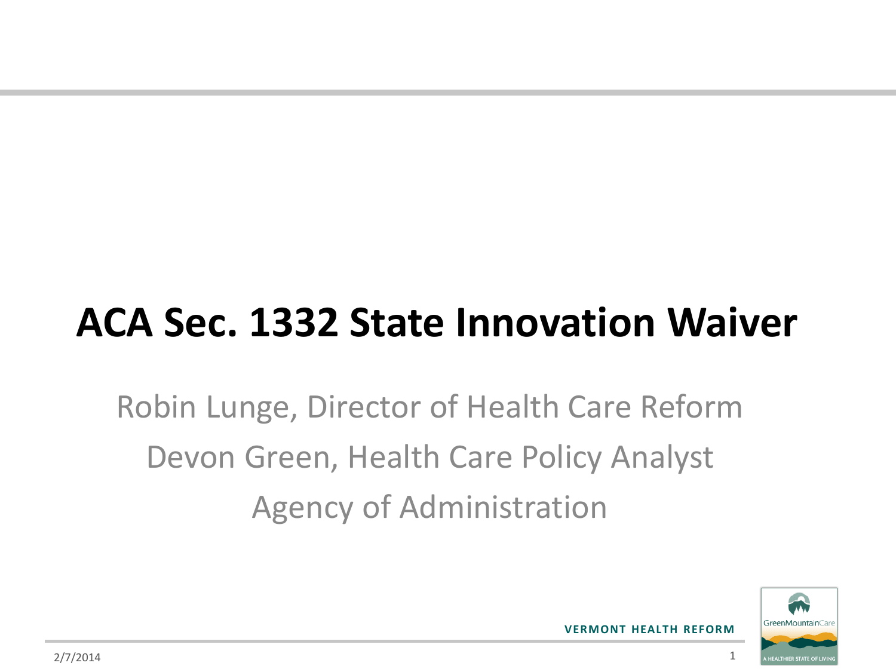# ACA Sec. 1332 State Innovation Waiver

Robin Lunge, Director of Health Care Reform

Devon Green, Health Care Policy Analyst

Agency of Administration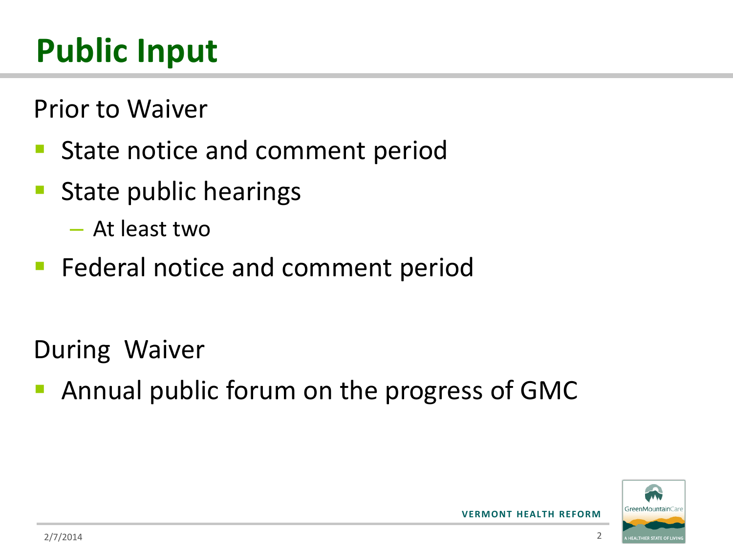# Public Input

Prior to Waiver

- State notice and comment period
- State public hearings
  - At least two
- Federal notice and comment period

During Waiver

- Annual public forum on the progress of GMC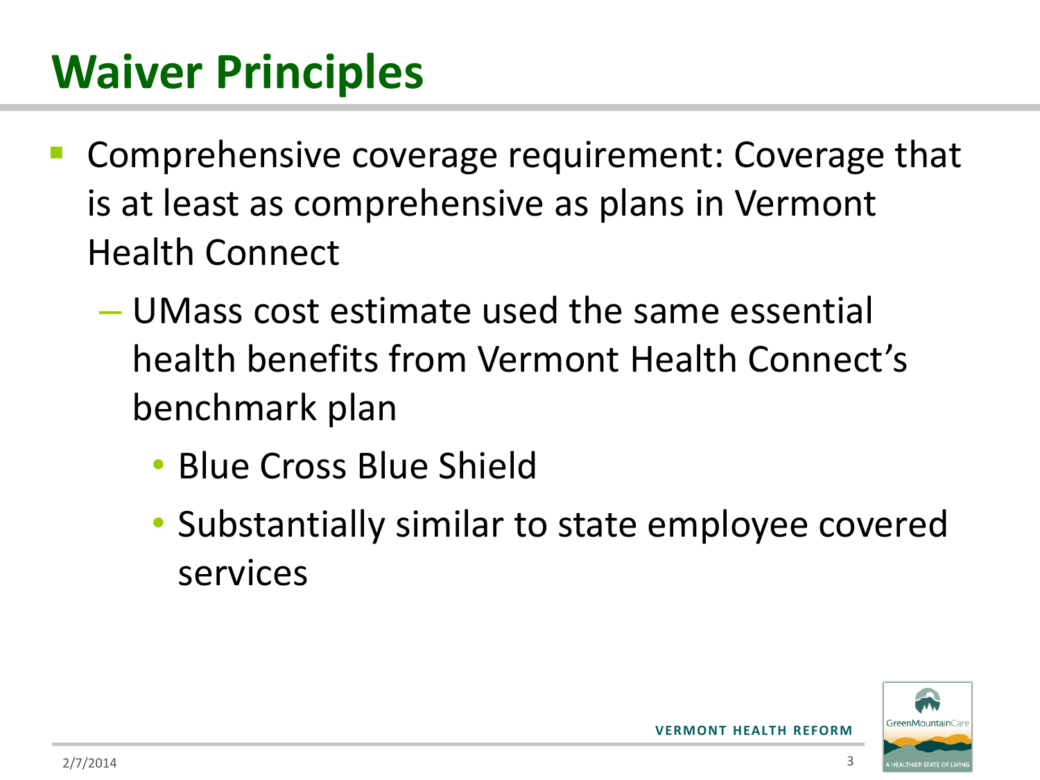# Waiver Principles

- Comprehensive coverage requirement: Coverage that is at least as comprehensive as plans in Vermont Health Connect
  - UMass cost estimate used the same essential health benefits from Vermont Health Connect's benchmark plan
    - Blue Cross Blue Shield
    - Substantially similar to state employee covered services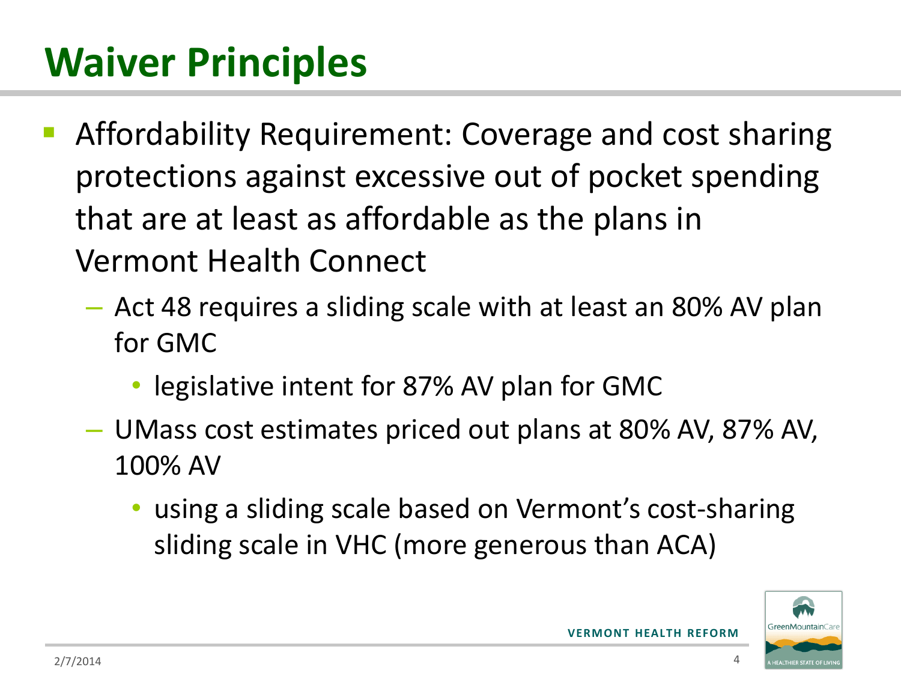# Waiver Principles

- Affordability Requirement: Coverage and cost sharing protections against excessive out of pocket spending that are at least as affordable as the plans in Vermont Health Connect
  - Act 48 requires a sliding scale with at least an 80% AV plan for GMC
    - legislative intent for 87% AV plan for GMC
  - UMass cost estimates priced out plans at 80% AV, 87% AV, 100% AV
    - using a sliding scale based on Vermont's cost-sharing sliding scale in VHC (more generous than ACA)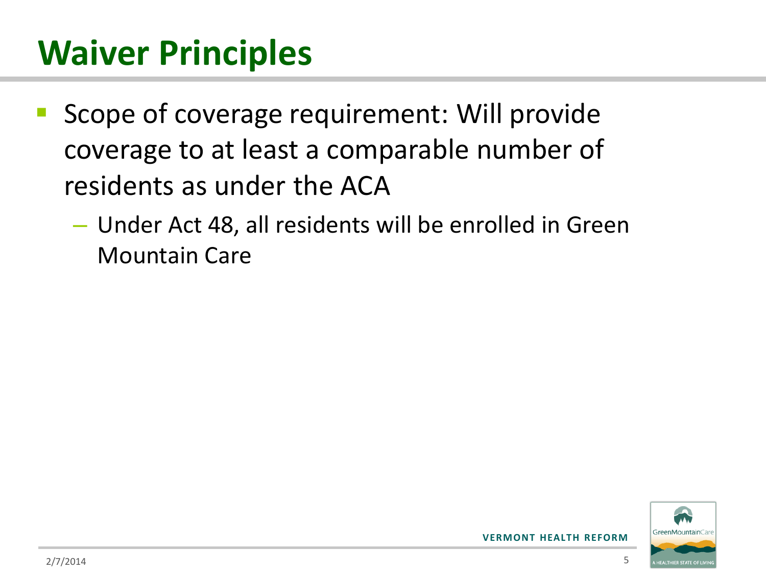# Waiver Principles

- Scope of coverage requirement: Will provide coverage to at least a comparable number of residents as under the ACA
  - Under Act 48, all residents will be enrolled in Green Mountain Care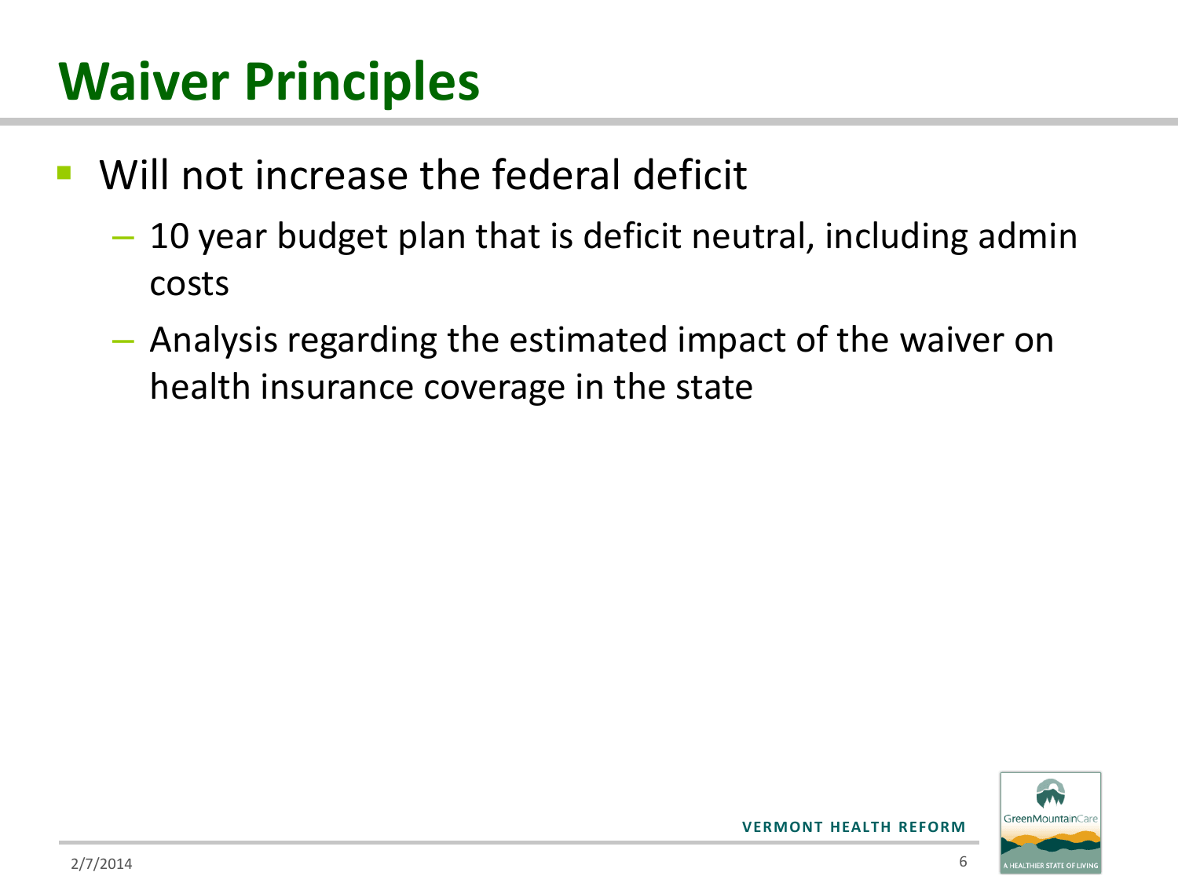# Waiver Principles

- Will not increase the federal deficit
  - 10 year budget plan that is deficit neutral, including admin costs
  - Analysis regarding the estimated impact of the waiver on health insurance coverage in the state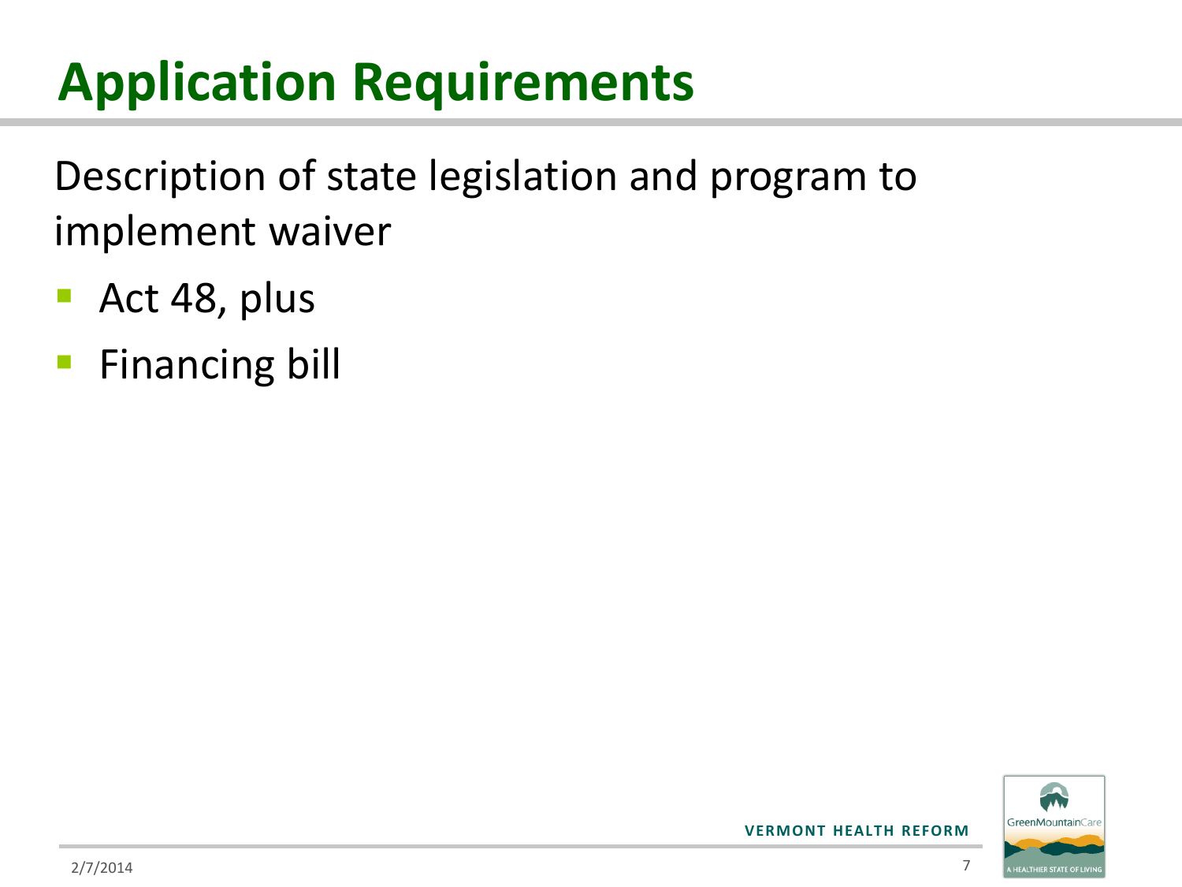# Application Requirements

Description of state legislation and program to implement waiver

- Act 48, plus
- Financing bill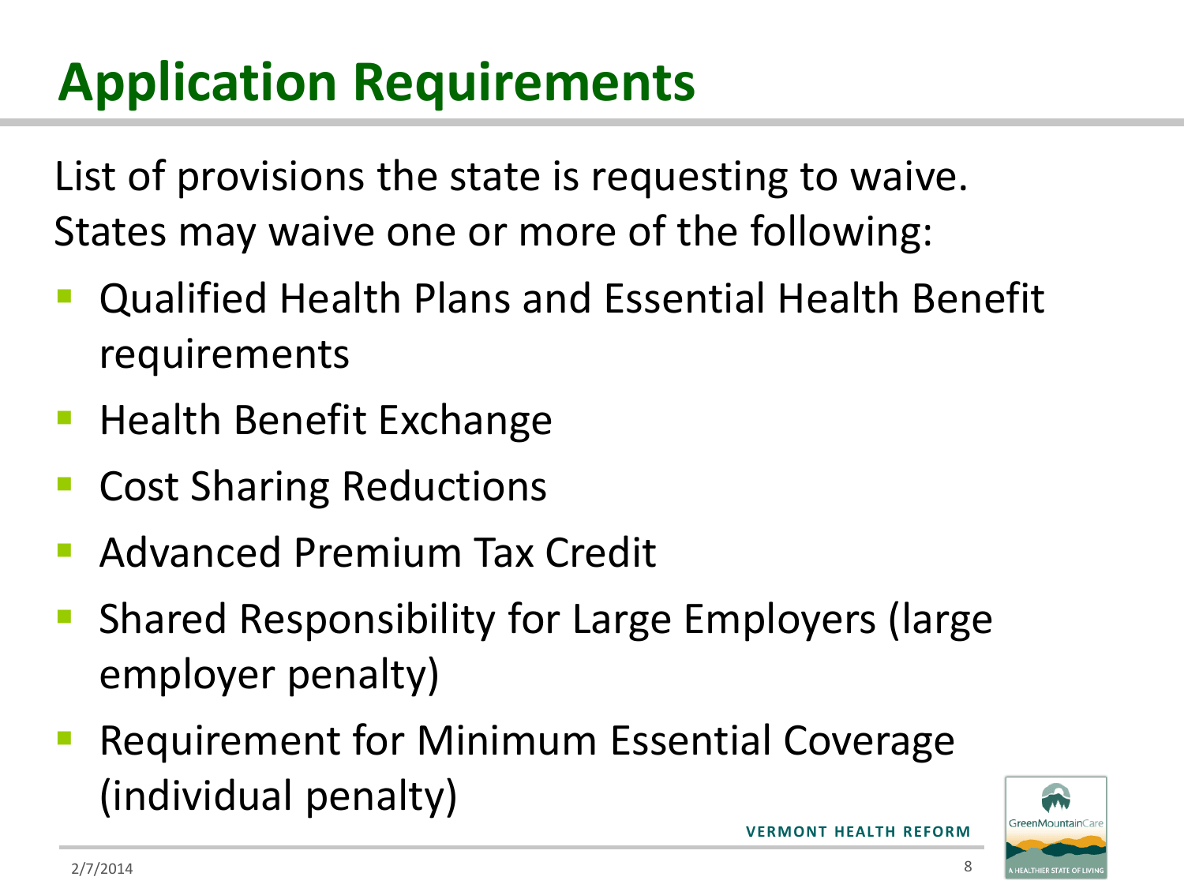# Application Requirements

List of provisions the state is requesting to waive. States may waive one or more of the following:

- Qualified Health Plans and Essential Health Benefit requirements
- Health Benefit Exchange
- Cost Sharing Reductions
- Advanced Premium Tax Credit
- Shared Responsibility for Large Employers (large employer penalty)
- Requirement for Minimum Essential Coverage (individual penalty)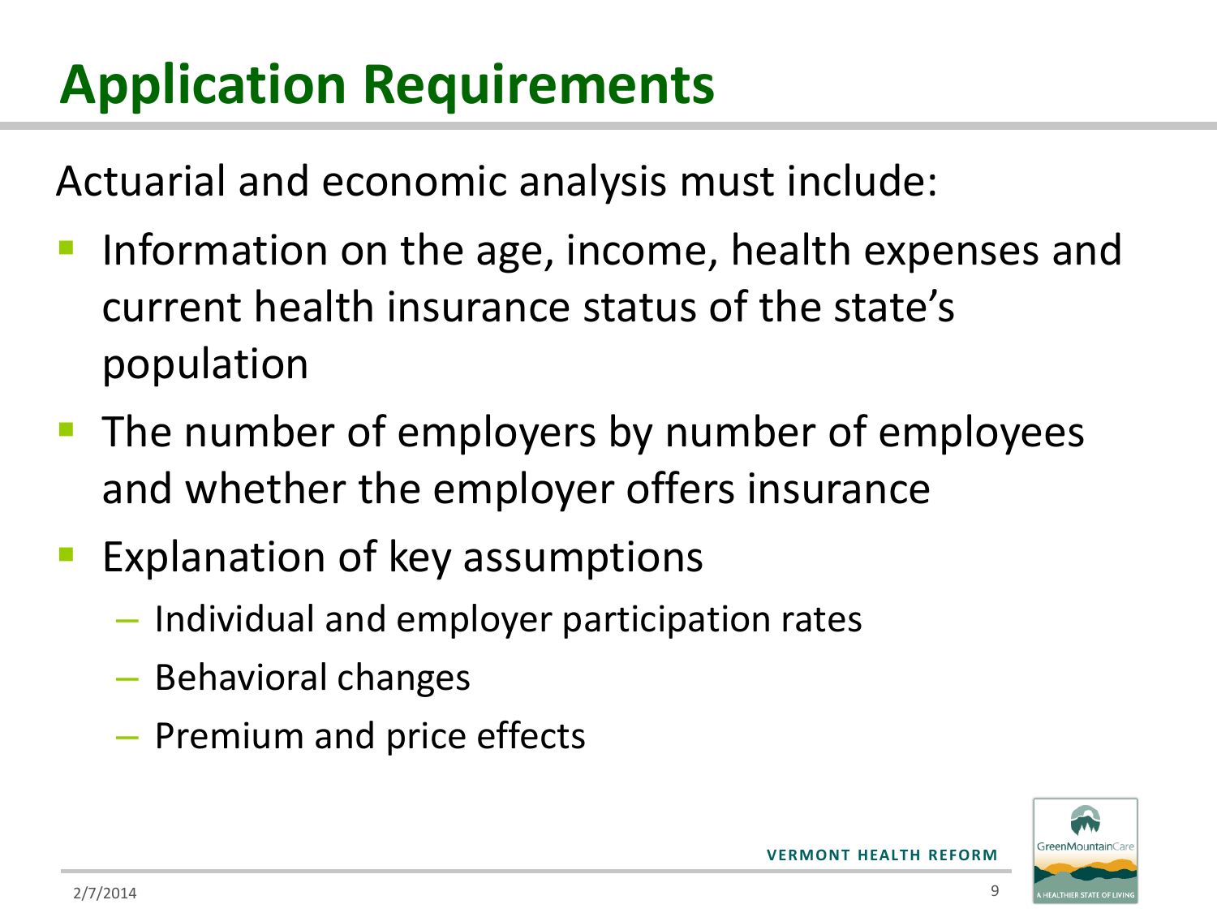# Application Requirements

Actuarial and economic analysis must include:

- Information on the age, income, health expenses and current health insurance status of the state's population
- The number of employers by number of employees and whether the employer offers insurance
- Explanation of key assumptions
  - Individual and employer participation rates
  - Behavioral changes
  - Premium and price effects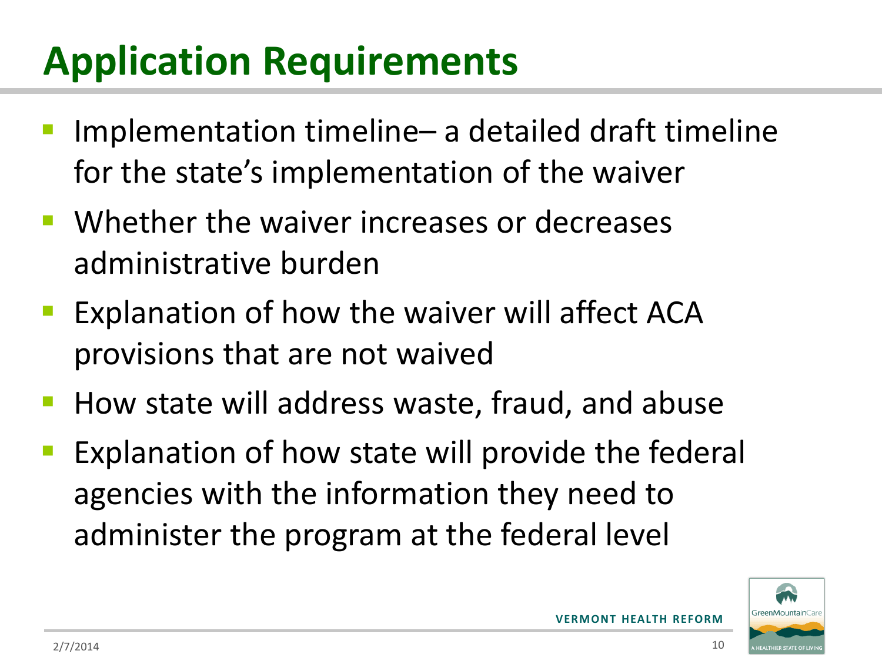# Application Requirements

- Implementation timeline– a detailed draft timeline for the state's implementation of the waiver
- Whether the waiver increases or decreases administrative burden
- Explanation of how the waiver will affect ACA provisions that are not waived
- How state will address waste, fraud, and abuse
- Explanation of how state will provide the federal agencies with the information they need to administer the program at the federal level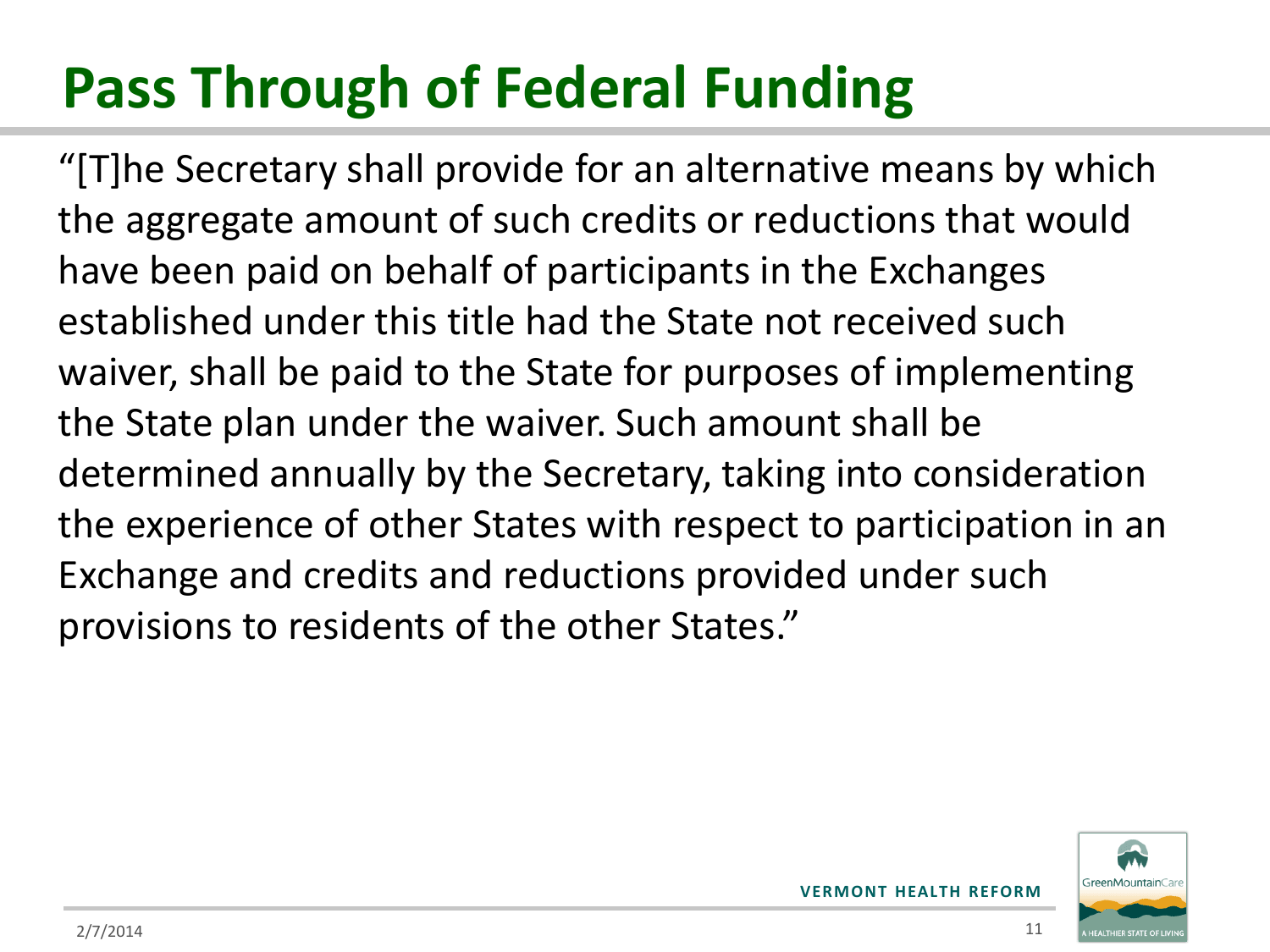# Pass Through of Federal Funding

"[T]he Secretary shall provide for an alternative means by which the aggregate amount of such credits or reductions that would have been paid on behalf of participants in the Exchanges established under this title had the State not received such waiver, shall be paid to the State for purposes of implementing the State plan under the waiver. Such amount shall be determined annually by the Secretary, taking into consideration the experience of other States with respect to participation in an Exchange and credits and reductions provided under such provisions to residents of the other States."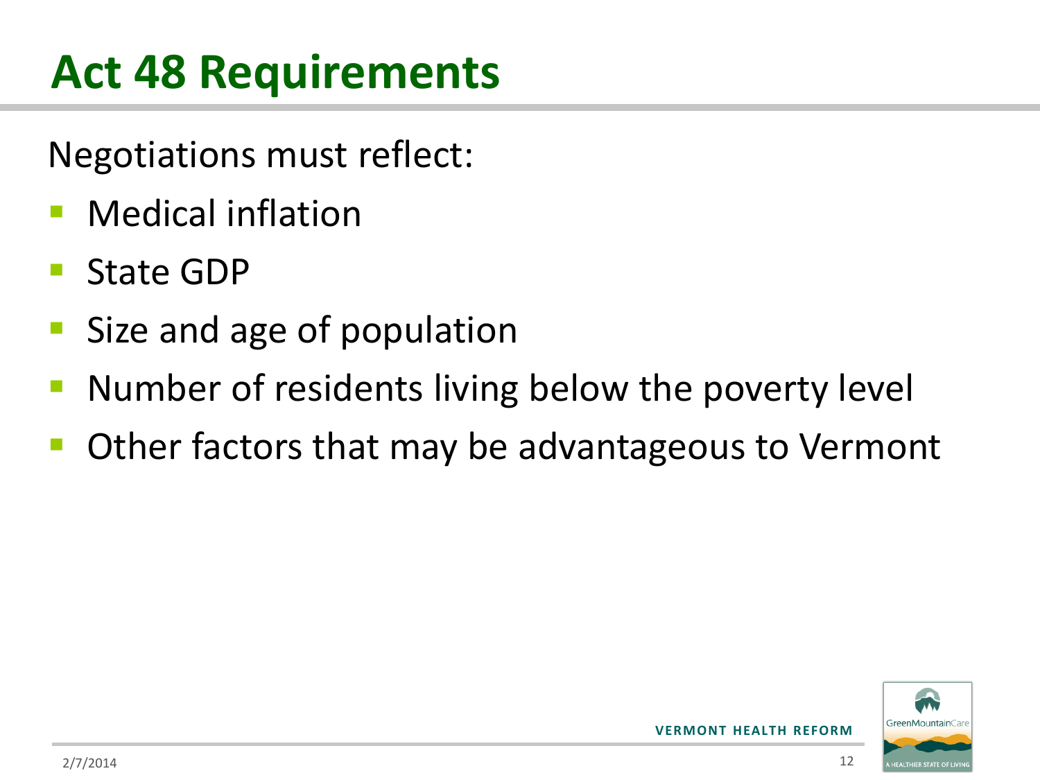# Act 48 Requirements

Negotiations must reflect:

- Medical inflation
- State GDP
- Size and age of population
- Number of residents living below the poverty level
- Other factors that may be advantageous to Vermont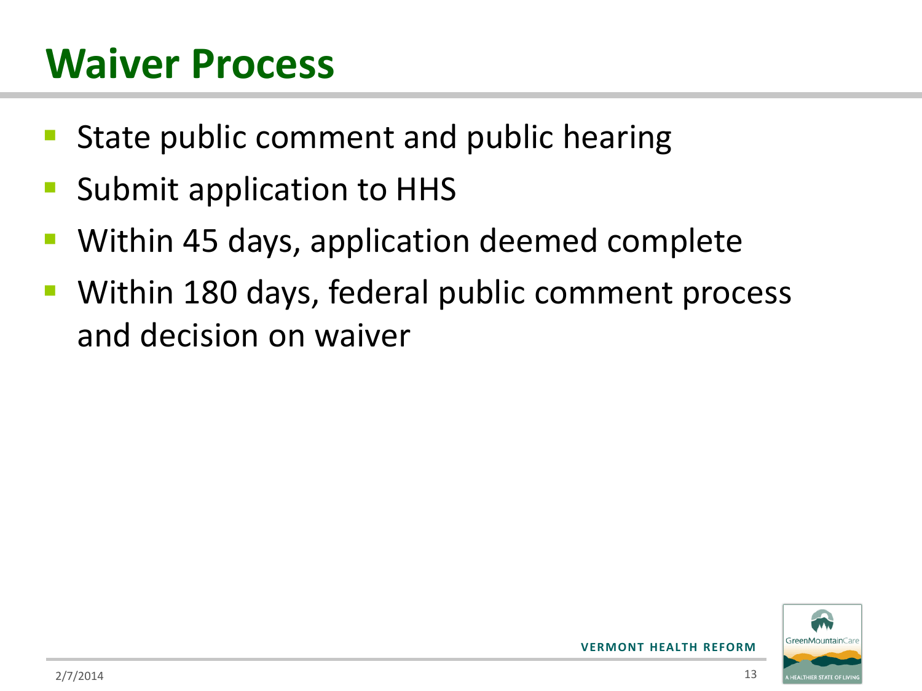# Waiver Process

- State public comment and public hearing
- Submit application to HHS
- Within 45 days, application deemed complete
- Within 180 days, federal public comment process and decision on waiver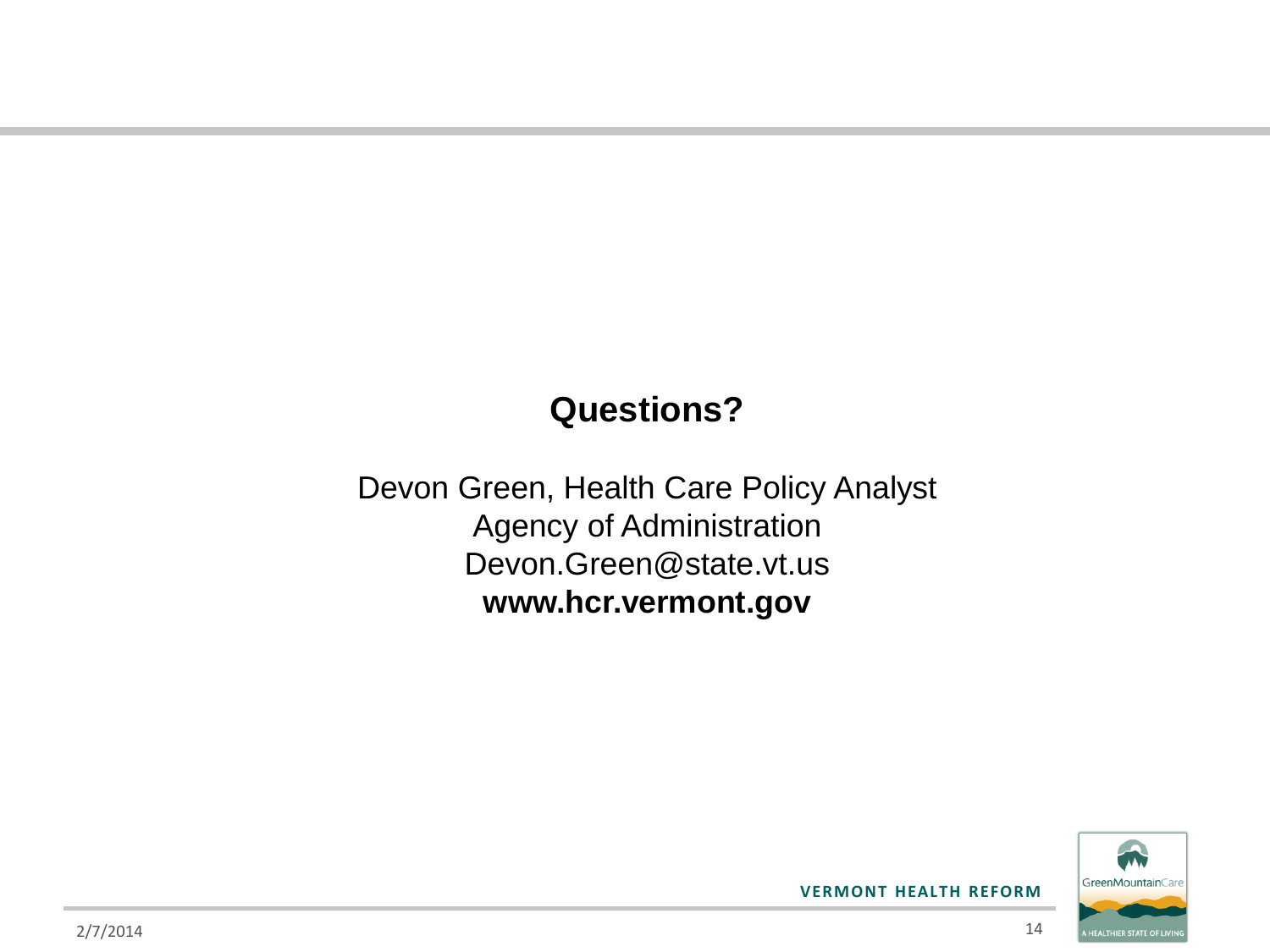**Questions?**

Devon Green, Health Care Policy Analyst
Agency of Administration
Devon.Green@state.vt.us
**www.hcr.vermont.gov**